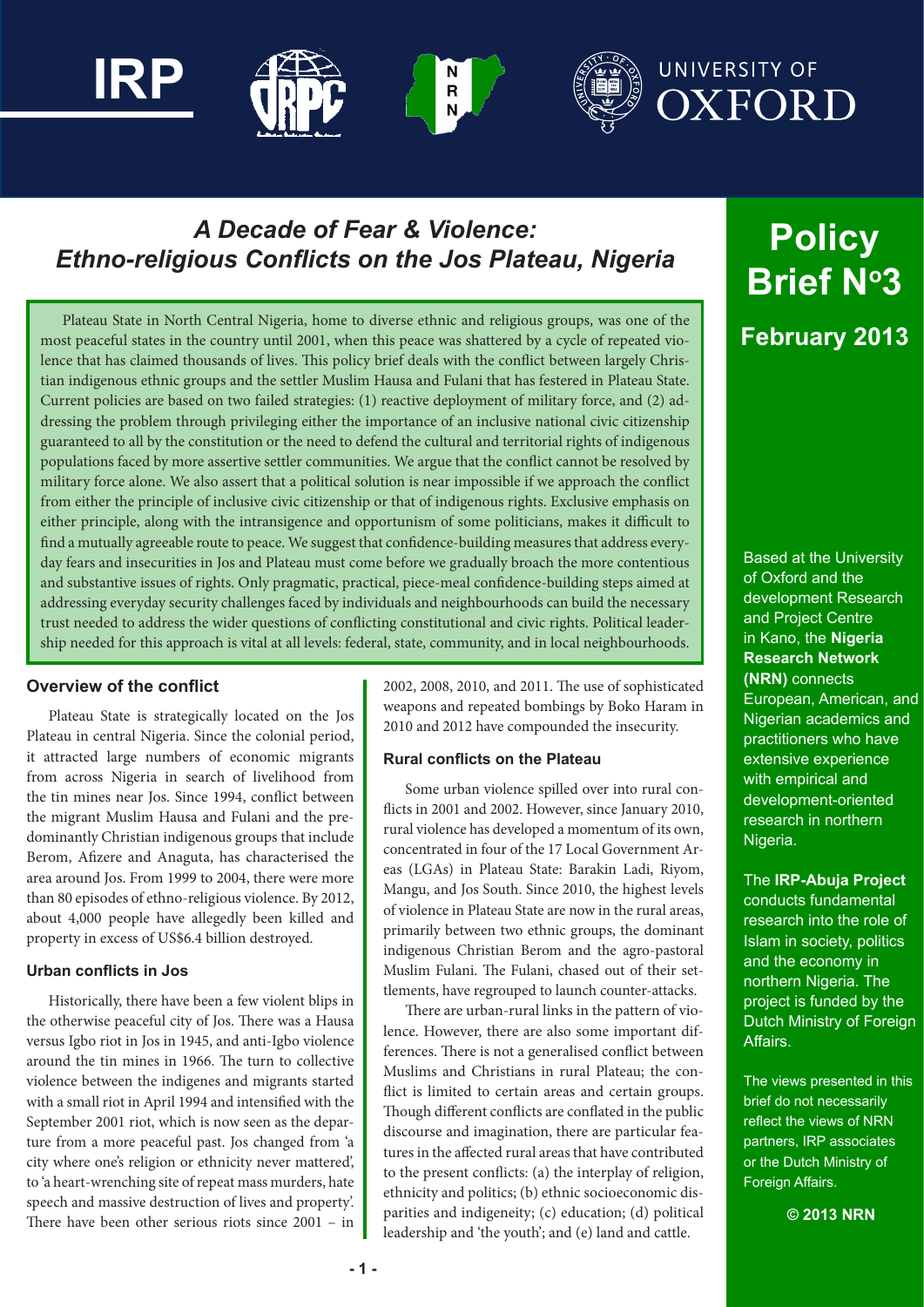IRP

UNIVERSITY OF OXFORD

# A Decade of Fear & Violence: Ethno-religious Conflicts on the Jos Plateau, Nigeria

**Policy Brief N°3**

**February 2013**

Plateau State in North Central Nigeria, home to diverse ethnic and religious groups, was one of the most peaceful states in the country until 2001, when this peace was shattered by a cycle of repeated violence that has claimed thousands of lives. This policy brief deals with the conflict between largely Christian indigenous ethnic groups and the settler Muslim Hausa and Fulani that has festered in Plateau State. Current policies are based on two failed strategies: (1) reactive deployment of military force, and (2) addressing the problem through privileging either the importance of an inclusive national civic citizenship guaranteed to all by the constitution or the need to defend the cultural and territorial rights of indigenous populations faced by more assertive settler communities. We argue that the conflict cannot be resolved by military force alone. We also assert that a political solution is near impossible if we approach the conflict from either the principle of inclusive civic citizenship or that of indigenous rights. Exclusive emphasis on either principle, along with the intransigence and opportunism of some politicians, makes it difficult to find a mutually agreeable route to peace. We suggest that confidence-building measures that address everyday fears and insecurities in Jos and Plateau must come before we gradually broach the more contentious and substantive issues of rights. Only pragmatic, practical, piece-meal confidence-building steps aimed at addressing everyday security challenges faced by individuals and neighbourhoods can build the necessary trust needed to address the wider questions of conflicting constitutional and civic rights. Political leadership needed for this approach is vital at all levels: federal, state, community, and in local neighbourhoods.

## Overview of the conflict

Plateau State is strategically located on the Jos Plateau in central Nigeria. Since the colonial period, it attracted large numbers of economic migrants from across Nigeria in search of livelihood from the tin mines near Jos. Since 1994, conflict between the migrant Muslim Hausa and Fulani and the predominantly Christian indigenous groups that include Berom, Afizere and Anaguta, has characterised the area around Jos. From 1999 to 2004, there were more than 80 episodes of ethno-religious violence. By 2012, about 4,000 people have allegedly been killed and property in excess of US$6.4 billion destroyed.

### Urban conflicts in Jos

Historically, there have been a few violent blips in the otherwise peaceful city of Jos. There was a Hausa versus Igbo riot in Jos in 1945, and anti-Igbo violence around the tin mines in 1966. The turn to collective violence between the indigenes and migrants started with a small riot in April 1994 and intensified with the September 2001 riot, which is now seen as the departure from a more peaceful past. Jos changed from 'a city where one's religion or ethnicity never mattered', to 'a heart-wrenching site of repeat mass murders, hate speech and massive destruction of lives and property'. There have been other serious riots since 2001 – in 2002, 2008, 2010, and 2011. The use of sophisticated weapons and repeated bombings by Boko Haram in 2010 and 2012 have compounded the insecurity.

### Rural conflicts on the Plateau

Some urban violence spilled over into rural conflicts in 2001 and 2002. However, since January 2010, rural violence has developed a momentum of its own, concentrated in four of the 17 Local Government Areas (LGAs) in Plateau State: Barakin Ladi, Riyom, Mangu, and Jos South. Since 2010, the highest levels of violence in Plateau State are now in the rural areas, primarily between two ethnic groups, the dominant indigenous Christian Berom and the agro-pastoral Muslim Fulani. The Fulani, chased out of their settlements, have regrouped to launch counter-attacks.

There are urban-rural links in the pattern of violence. However, there are also some important differences. There is not a generalised conflict between Muslims and Christians in rural Plateau; the conflict is limited to certain areas and certain groups. Though different conflicts are conflated in the public discourse and imagination, there are particular features in the affected rural areas that have contributed to the present conflicts: (a) the interplay of religion, ethnicity and politics; (b) ethnic socioeconomic disparities and indigeneity; (c) education; (d) political leadership and 'the youth'; and (e) land and cattle.

Based at the University of Oxford and the development Research and Project Centre in Kano, the **Nigeria Research Network (NRN)** connects European, American, and Nigerian academics and practitioners who have extensive experience with empirical and development-oriented research in northern Nigeria.

The **IRP-Abuja Project** conducts fundamental research into the role of Islam in society, politics and the economy in northern Nigeria. The project is funded by the Dutch Ministry of Foreign Affairs.

The views presented in this brief do not necessarily reflect the views of NRN partners, IRP associates or the Dutch Ministry of Foreign Affairs.

**© 2013 NRN**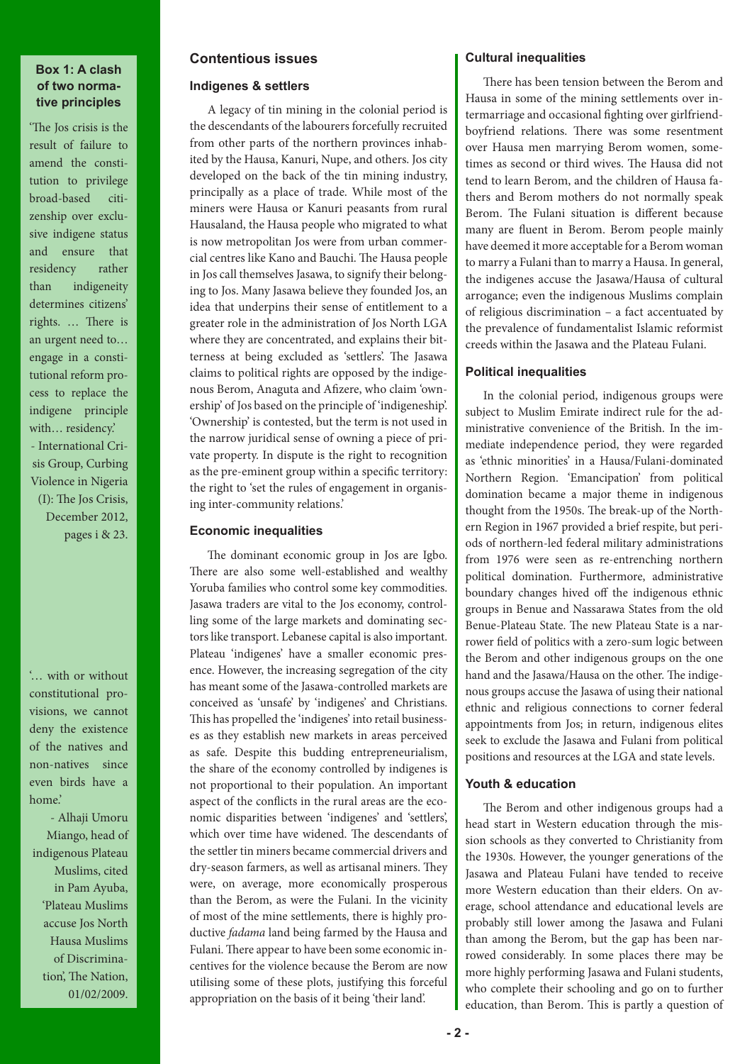### Box 1: A clash of two normative principles

'The Jos crisis is the result of failure to amend the constitution to privilege broad-based citizenship over exclusive indigene status and ensure that residency rather than indigeneity determines citizens' rights. … There is an urgent need to… engage in a constitutional reform process to replace the indigene principle with… residency.'

- International Crisis Group, Curbing Violence in Nigeria (I): The Jos Crisis, December 2012, pages i & 23.

'… with or without constitutional provisions, we cannot deny the existence of the natives and non-natives since even birds have a home.'

- Alhaji Umoru Miango, head of indigenous Plateau Muslims, cited in Pam Ayuba, 'Plateau Muslims accuse Jos North Hausa Muslims of Discrimination', The Nation, 01/02/2009.

## Contentious issues

### Indigenes & settlers

A legacy of tin mining in the colonial period is the descendants of the labourers forcefully recruited from other parts of the northern provinces inhabited by the Hausa, Kanuri, Nupe, and others. Jos city developed on the back of the tin mining industry, principally as a place of trade. While most of the miners were Hausa or Kanuri peasants from rural Hausaland, the Hausa people who migrated to what is now metropolitan Jos were from urban commercial centres like Kano and Bauchi. The Hausa people in Jos call themselves Jasawa, to signify their belonging to Jos. Many Jasawa believe they founded Jos, an idea that underpins their sense of entitlement to a greater role in the administration of Jos North LGA where they are concentrated, and explains their bitterness at being excluded as 'settlers'. The Jasawa claims to political rights are opposed by the indigenous Berom, Anaguta and Afizere, who claim 'ownership' of Jos based on the principle of 'indigeneship'. 'Ownership' is contested, but the term is not used in the narrow juridical sense of owning a piece of private property. In dispute is the right to recognition as the pre-eminent group within a specific territory: the right to 'set the rules of engagement in organising inter-community relations.'

### Economic inequalities

The dominant economic group in Jos are Igbo. There are also some well-established and wealthy Yoruba families who control some key commodities. Jasawa traders are vital to the Jos economy, controlling some of the large markets and dominating sectors like transport. Lebanese capital is also important. Plateau 'indigenes' have a smaller economic presence. However, the increasing segregation of the city has meant some of the Jasawa-controlled markets are conceived as 'unsafe' by 'indigenes' and Christians. This has propelled the 'indigenes' into retail businesses as they establish new markets in areas perceived as safe. Despite this budding entrepreneurialism, the share of the economy controlled by indigenes is not proportional to their population. An important aspect of the conflicts in the rural areas are the economic disparities between 'indigenes' and 'settlers', which over time have widened. The descendants of the settler tin miners became commercial drivers and dry-season farmers, as well as artisanal miners. They were, on average, more economically prosperous than the Berom, as were the Fulani. In the vicinity of most of the mine settlements, there is highly productive *fadama* land being farmed by the Hausa and Fulani. There appear to have been some economic incentives for the violence because the Berom are now utilising some of these plots, justifying this forceful appropriation on the basis of it being 'their land'.

### Cultural inequalities

There has been tension between the Berom and Hausa in some of the mining settlements over intermarriage and occasional fighting over girlfriend-boyfriend relations. There was some resentment over Hausa men marrying Berom women, sometimes as second or third wives. The Hausa did not tend to learn Berom, and the children of Hausa fathers and Berom mothers do not normally speak Berom. The Fulani situation is different because many are fluent in Berom. Berom people mainly have deemed it more acceptable for a Berom woman to marry a Fulani than to marry a Hausa. In general, the indigenes accuse the Jasawa/Hausa of cultural arrogance; even the indigenous Muslims complain of religious discrimination – a fact accentuated by the prevalence of fundamentalist Islamic reformist creeds within the Jasawa and the Plateau Fulani.

### Political inequalities

In the colonial period, indigenous groups were subject to Muslim Emirate indirect rule for the administrative convenience of the British. In the immediate independence period, they were regarded as 'ethnic minorities' in a Hausa/Fulani-dominated Northern Region. 'Emancipation' from political domination became a major theme in indigenous thought from the 1950s. The break-up of the Northern Region in 1967 provided a brief respite, but periods of northern-led federal military administrations from 1976 were seen as re-entrenching northern political domination. Furthermore, administrative boundary changes hived off the indigenous ethnic groups in Benue and Nassarawa States from the old Benue-Plateau State. The new Plateau State is a narrower field of politics with a zero-sum logic between the Berom and other indigenous groups on the one hand and the Jasawa/Hausa on the other. The indigenous groups accuse the Jasawa of using their national ethnic and religious connections to corner federal appointments from Jos; in return, indigenous elites seek to exclude the Jasawa and Fulani from political positions and resources at the LGA and state levels.

### Youth & education

The Berom and other indigenous groups had a head start in Western education through the mission schools as they converted to Christianity from the 1930s. However, the younger generations of the Jasawa and Plateau Fulani have tended to receive more Western education than their elders. On average, school attendance and educational levels are probably still lower among the Jasawa and Fulani than among the Berom, but the gap has been narrowed considerably. In some places there may be more highly performing Jasawa and Fulani students, who complete their schooling and go on to further education, than Berom. This is partly a question of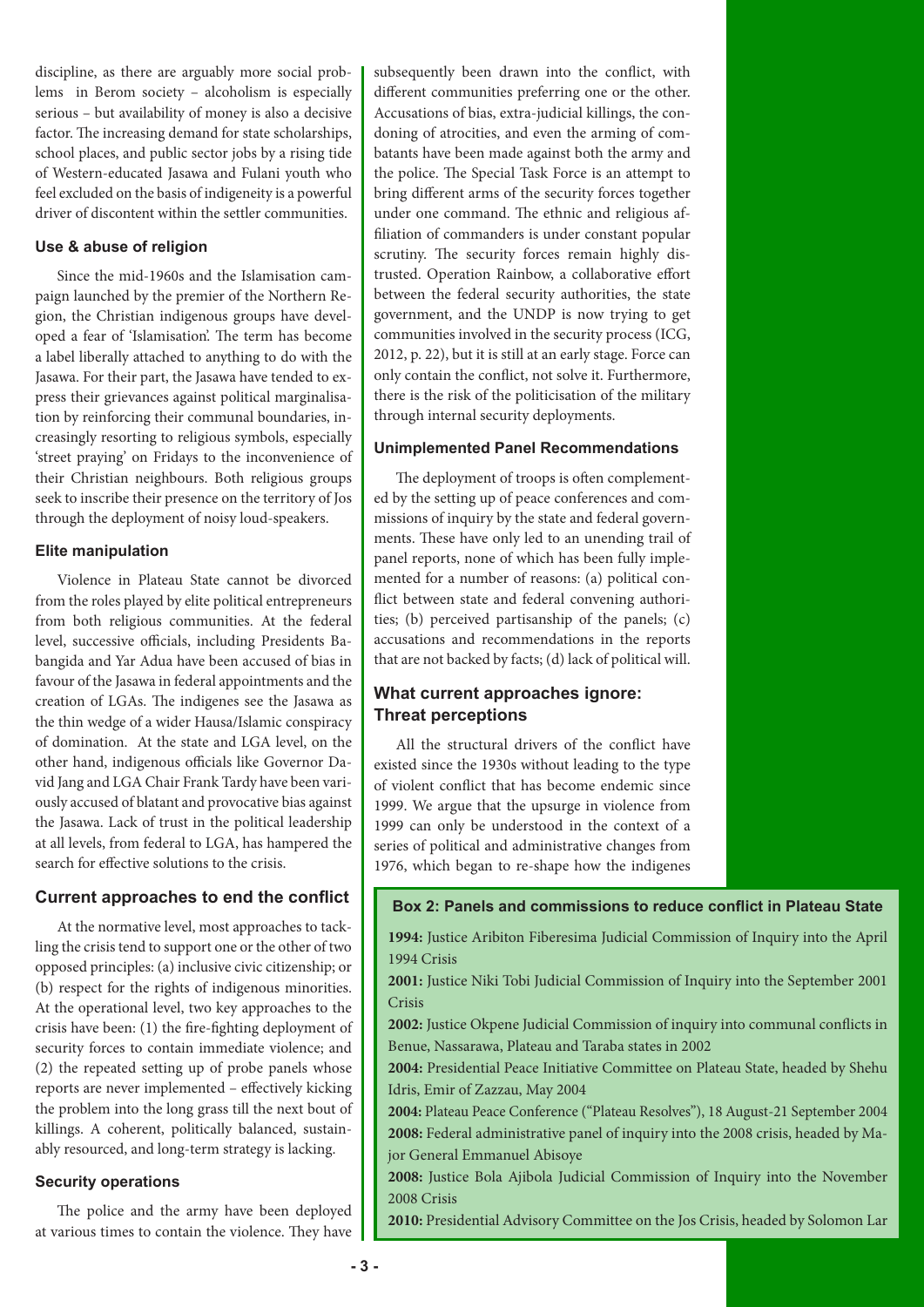discipline, as there are arguably more social problems in Berom society – alcoholism is especially serious – but availability of money is also a decisive factor. The increasing demand for state scholarships, school places, and public sector jobs by a rising tide of Western-educated Jasawa and Fulani youth who feel excluded on the basis of indigeneity is a powerful driver of discontent within the settler communities.

#### Use & abuse of religion

Since the mid-1960s and the Islamisation campaign launched by the premier of the Northern Region, the Christian indigenous groups have developed a fear of 'Islamisation'. The term has become a label liberally attached to anything to do with the Jasawa. For their part, the Jasawa have tended to express their grievances against political marginalisation by reinforcing their communal boundaries, increasingly resorting to religious symbols, especially 'street praying' on Fridays to the inconvenience of their Christian neighbours. Both religious groups seek to inscribe their presence on the territory of Jos through the deployment of noisy loud-speakers.

#### Elite manipulation

Violence in Plateau State cannot be divorced from the roles played by elite political entrepreneurs from both religious communities. At the federal level, successive officials, including Presidents Babangida and Yar Adua have been accused of bias in favour of the Jasawa in federal appointments and the creation of LGAs. The indigenes see the Jasawa as the thin wedge of a wider Hausa/Islamic conspiracy of domination. At the state and LGA level, on the other hand, indigenous officials like Governor David Jang and LGA Chair Frank Tardy have been variously accused of blatant and provocative bias against the Jasawa. Lack of trust in the political leadership at all levels, from federal to LGA, has hampered the search for effective solutions to the crisis.

### Current approaches to end the conflict

At the normative level, most approaches to tackling the crisis tend to support one or the other of two opposed principles: (a) inclusive civic citizenship; or (b) respect for the rights of indigenous minorities. At the operational level, two key approaches to the crisis have been: (1) the fire-fighting deployment of security forces to contain immediate violence; and (2) the repeated setting up of probe panels whose reports are never implemented – effectively kicking the problem into the long grass till the next bout of killings. A coherent, politically balanced, sustainably resourced, and long-term strategy is lacking.

#### Security operations

The police and the army have been deployed at various times to contain the violence. They have subsequently been drawn into the conflict, with different communities preferring one or the other. Accusations of bias, extra-judicial killings, the condoning of atrocities, and even the arming of combatants have been made against both the army and the police. The Special Task Force is an attempt to bring different arms of the security forces together under one command. The ethnic and religious affiliation of commanders is under constant popular scrutiny. The security forces remain highly distrusted. Operation Rainbow, a collaborative effort between the federal security authorities, the state government, and the UNDP is now trying to get communities involved in the security process (ICG, 2012, p. 22), but it is still at an early stage. Force can only contain the conflict, not solve it. Furthermore, there is the risk of the politicisation of the military through internal security deployments.

#### Unimplemented Panel Recommendations

The deployment of troops is often complemented by the setting up of peace conferences and commissions of inquiry by the state and federal governments. These have only led to an unending trail of panel reports, none of which has been fully implemented for a number of reasons: (a) political conflict between state and federal convening authorities; (b) perceived partisanship of the panels; (c) accusations and recommendations in the reports that are not backed by facts; (d) lack of political will.

### What current approaches ignore: Threat perceptions

All the structural drivers of the conflict have existed since the 1930s without leading to the type of violent conflict that has become endemic since 1999. We argue that the upsurge in violence from 1999 can only be understood in the context of a series of political and administrative changes from 1976, which began to re-shape how the indigenes

#### Box 2: Panels and commissions to reduce conflict in Plateau State

**1994:** Justice Aribiton Fiberesima Judicial Commission of Inquiry into the April 1994 Crisis

**2001:** Justice Niki Tobi Judicial Commission of Inquiry into the September 2001 Crisis

**2002:** Justice Okpene Judicial Commission of inquiry into communal conflicts in Benue, Nassarawa, Plateau and Taraba states in 2002

**2004:** Presidential Peace Initiative Committee on Plateau State, headed by Shehu Idris, Emir of Zazzau, May 2004

**2004:** Plateau Peace Conference ("Plateau Resolves"), 18 August-21 September 2004

**2008:** Federal administrative panel of inquiry into the 2008 crisis, headed by Major General Emmanuel Abisoye

**2008:** Justice Bola Ajibola Judicial Commission of Inquiry into the November 2008 Crisis

**2010:** Presidential Advisory Committee on the Jos Crisis, headed by Solomon Lar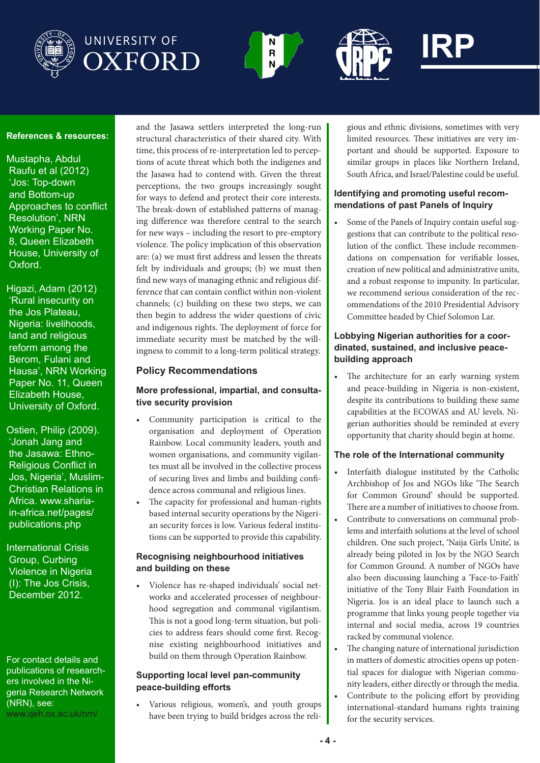and the Jasawa settlers interpreted the long-run structural characteristics of their shared city. With time, this process of re-interpretation led to perceptions of acute threat which both the indigenes and the Jasawa had to contend with. Given the threat perceptions, the two groups increasingly sought for ways to defend and protect their core interests. The break-down of established patterns of managing difference was therefore central to the search for new ways – including the resort to pre-emptory violence. The policy implication of this observation are: (a) we must first address and lessen the threats felt by individuals and groups; (b) we must then find new ways of managing ethnic and religious difference that can contain conflict within non-violent channels; (c) building on these two steps, we can then begin to address the wider questions of civic and indigenous rights. The deployment of force for immediate security must be matched by the willingness to commit to a long-term political strategy.

## Policy Recommendations

### More professional, impartial, and consultative security provision

- Community participation is critical to the organisation and deployment of Operation Rainbow. Local community leaders, youth and women organisations, and community vigilantes must all be involved in the collective process of securing lives and limbs and building confidence across communal and religious lines.
- The capacity for professional and human-rights based internal security operations by the Nigerian security forces is low. Various federal institutions can be supported to provide this capability.

### Recognising neighbourhood initiatives and building on these

- Violence has re-shaped individuals' social networks and accelerated processes of neighbourhood segregation and communal vigilantism. This is not a good long-term situation, but policies to address fears should come first. Recognise existing neighbourhood initiatives and build on them through Operation Rainbow.

### Supporting local level pan-community peace-building efforts

- Various religious, women's, and youth groups have been trying to build bridges across the religious and ethnic divisions, sometimes with very limited resources. These initiatives are very important and should be supported. Exposure to similar groups in places like Northern Ireland, South Africa, and Israel/Palestine could be useful.

### Identifying and promoting useful recommendations of past Panels of Inquiry

- Some of the Panels of Inquiry contain useful suggestions that can contribute to the political resolution of the conflict. These include recommendations on compensation for verifiable losses, creation of new political and administrative units, and a robust response to impunity. In particular, we recommend serious consideration of the recommendations of the 2010 Presidential Advisory Committee headed by Chief Solomon Lar.

### Lobbying Nigerian authorities for a coordinated, sustained, and inclusive peacebuilding approach

- The architecture for an early warning system and peace-building in Nigeria is non-existent, despite its contributions to building these same capabilities at the ECOWAS and AU levels. Nigerian authorities should be reminded at every opportunity that charity should begin at home.

### The role of the International community

- Interfaith dialogue instituted by the Catholic Archbishop of Jos and NGOs like 'The Search for Common Ground' should be supported. There are a number of initiatives to choose from.
- Contribute to conversations on communal problems and interfaith solutions at the level of school children. One such project, 'Naija Girls Unite', is already being piloted in Jos by the NGO Search for Common Ground. A number of NGOs have also been discussing launching a 'Face-to-Faith' initiative of the Tony Blair Faith Foundation in Nigeria. Jos is an ideal place to launch such a programme that links young people together via internal and social media, across 19 countries racked by communal violence.
- The changing nature of international jurisdiction in matters of domestic atrocities opens up potential spaces for dialogue with Nigerian community leaders, either directly or through the media.
- Contribute to the policing effort by providing international-standard humans rights training for the security services.

**References & resources:**

Mustapha, Abdul Raufu et al (2012) 'Jos: Top-down and Bottom-up Approaches to conflict Resolution', NRN Working Paper No. 8, Queen Elizabeth House, University of Oxford.

Higazi, Adam (2012) 'Rural insecurity on the Jos Plateau, Nigeria: livelihoods, land and religious reform among the Berom, Fulani and Hausa', NRN Working Paper No. 11, Queen Elizabeth House, University of Oxford.

Ostien, Philip (2009). 'Jonah Jang and the Jasawa: Ethno-Religious Conflict in Jos, Nigeria', Muslim-Christian Relations in Africa. www.sharia-in-africa.net/pages/publications.php

International Crisis Group, Curbing Violence in Nigeria (I): The Jos Crisis, December 2012.

For contact details and publications of researchers involved in the Nigeria Research Network (NRN), see: www.qeh.ox.ac.uk/nrn/